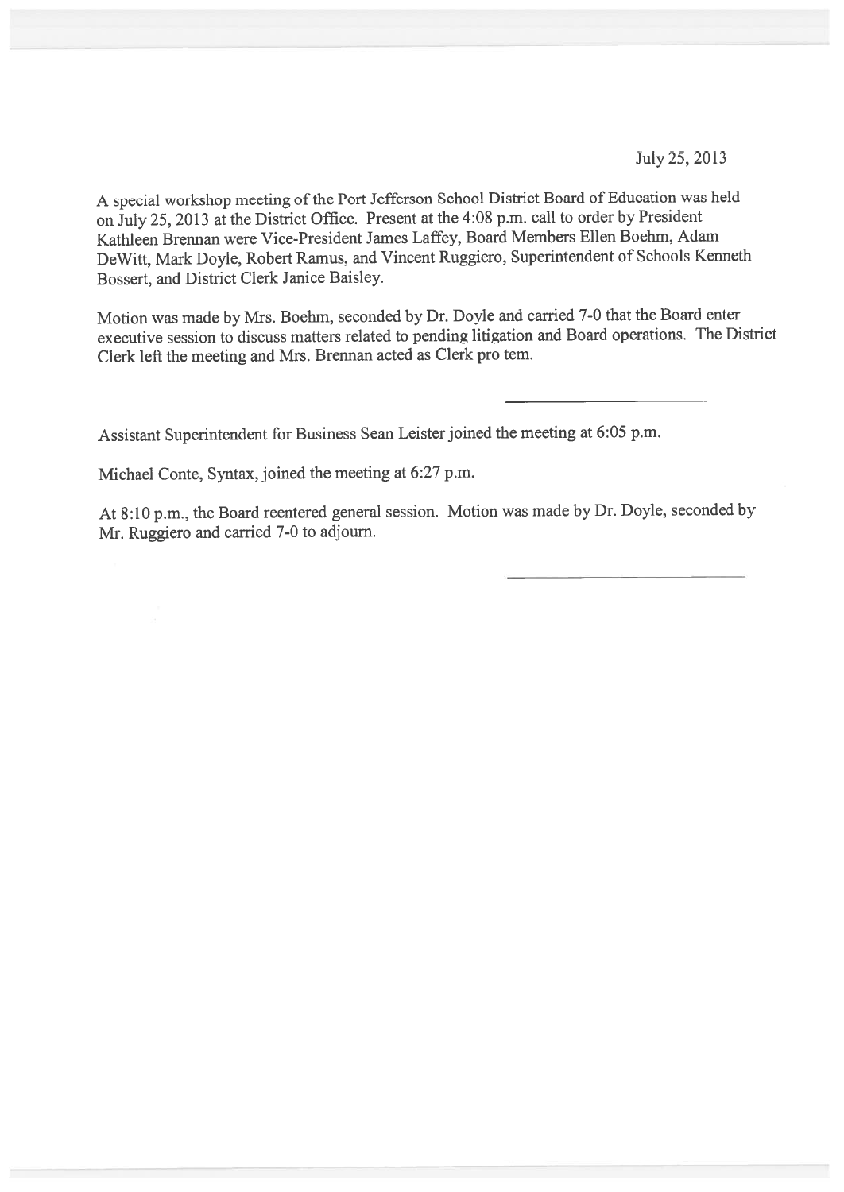July 25, 2013

A special workshop meeting of the Port Jefferson School District Board of Education was held on July 25, 2013 at the District Office. Present at the 4:08 p.m. call to order by President Kathleen Brennan were Vice-President James Laffey, Board Members Ellen Boehm, Adam DeWitt, Mark Doyle, Robert Ramus, and Vincent Ruggiero, Superintendent of Schools Kenneth Bossert, and District Clerk Janice Baisley.

Motion was made by Mrs. Boehm, seconded by Dr. Doyle and carried 7-0 that the Board enter executive session to discuss matters related to pending litigation and Board operations. The District Clerk left the meeting and Mrs. Brennan acted as Clerk pro tem.

---

Assistant Superintendent for Business Sean Leister joined the meeting at 6:05 p.m.

Michael Conte, Syntax, joined the meeting at 6:27 p.m.

At 8:10 p.m., the Board reentered general session. Motion was made by Dr. Doyle, seconded by Mr. Ruggiero and carried 7-0 to adjourn.

---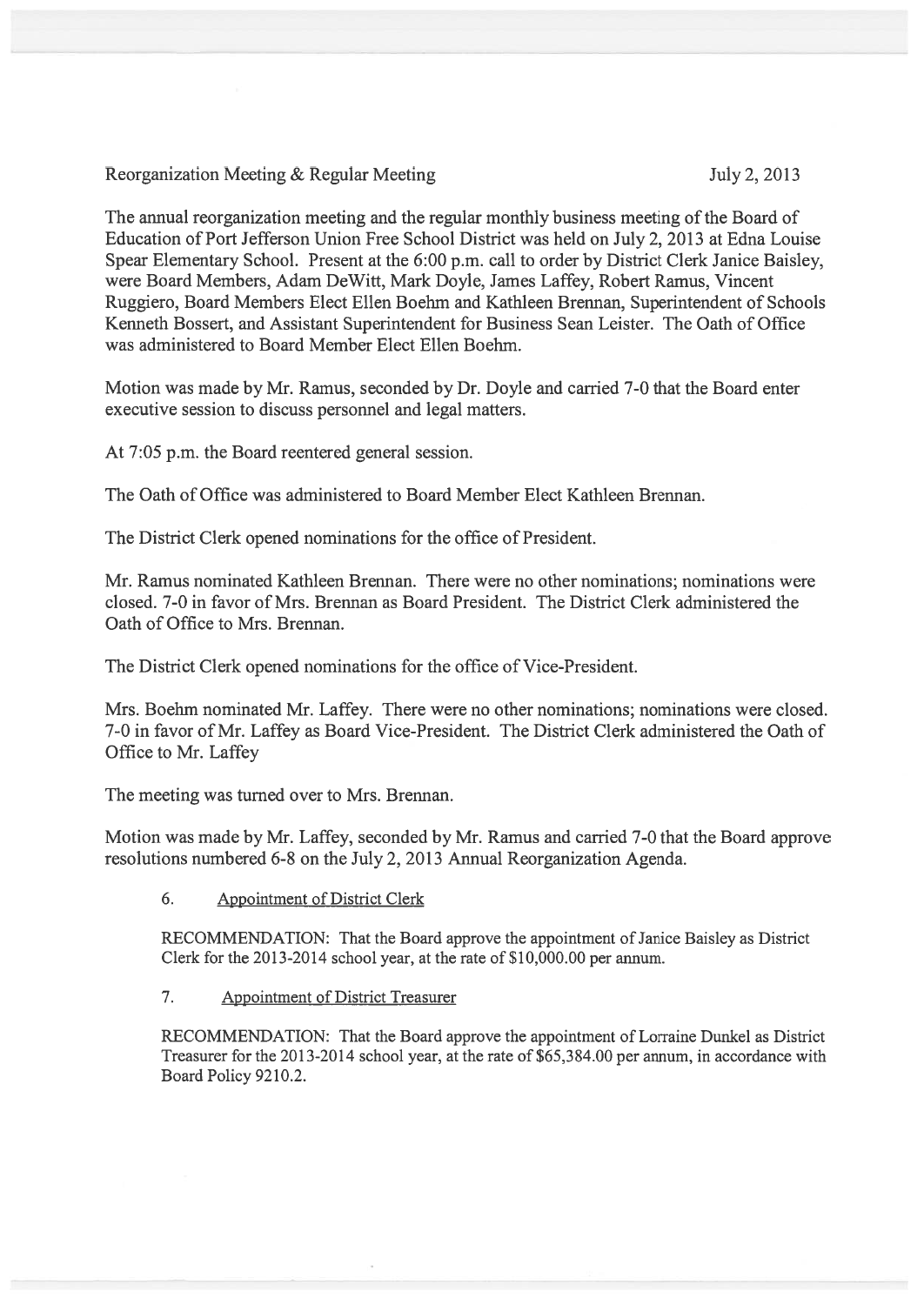Reorganization Meeting & Regular Meeting July 2, 2013

The annual reorganization meeting and the regular monthly business meeting of the Board of Education of Port Jefferson Union Free School District was held on July 2, 2013 at Edna Louise Spear Elementary School. Present at the 6:00 p.m. call to order by District Clerk Janice Baisley, were Board Members, Adam DeWitt, Mark Doyle, James Laffey, Robert Ramus, Vincent Ruggiero, Board Members Elect Ellen Boehm and Kathleen Brennan, Superintendent of Schools Kenneth Bossert, and Assistant Superintendent for Business Sean Leister. The Oath of Office was administered to Board Member Elect Ellen Boehm.

Motion was made by Mr. Ramus, seconded by Dr. Doyle and carried 7-0 that the Board enter executive session to discuss personnel and legal matters.

At 7:05 p.m. the Board reentered general session.

The Oath of Office was administered to Board Member Elect Kathleen Brennan.

The District Clerk opened nominations for the office of President.

Mr. Ramus nominated Kathleen Brennan. There were no other nominations; nominations were closed. 7-0 in favor of Mrs. Brennan as Board President. The District Clerk administered the Oath of Office to Mrs. Brennan.

The District Clerk opened nominations for the office of Vice-President.

Mrs. Boehm nominated Mr. Laffey. There were no other nominations; nominations were closed. 7-0 in favor of Mr. Laffey as Board Vice-President. The District Clerk administered the Oath of Office to Mr. Laffey

The meeting was turned over to Mrs. Brennan.

Motion was made by Mr. Laffey, seconded by Mr. Ramus and carried 7-0 that the Board approve resolutions numbered 6-8 on the July 2, 2013 Annual Reorganization Agenda.

6. Appointment of District Clerk

RECOMMENDATION: That the Board approve the appointment of Janice Baisley as District Clerk for the 2013-2014 school year, at the rate of $10,000.00 per annum.

7. Appointment of District Treasurer

RECOMMENDATION: That the Board approve the appointment of Lorraine Dunkel as District Treasurer for the 2013-2014 school year, at the rate of $65,384.00 per annum, in accordance with Board Policy 9210.2.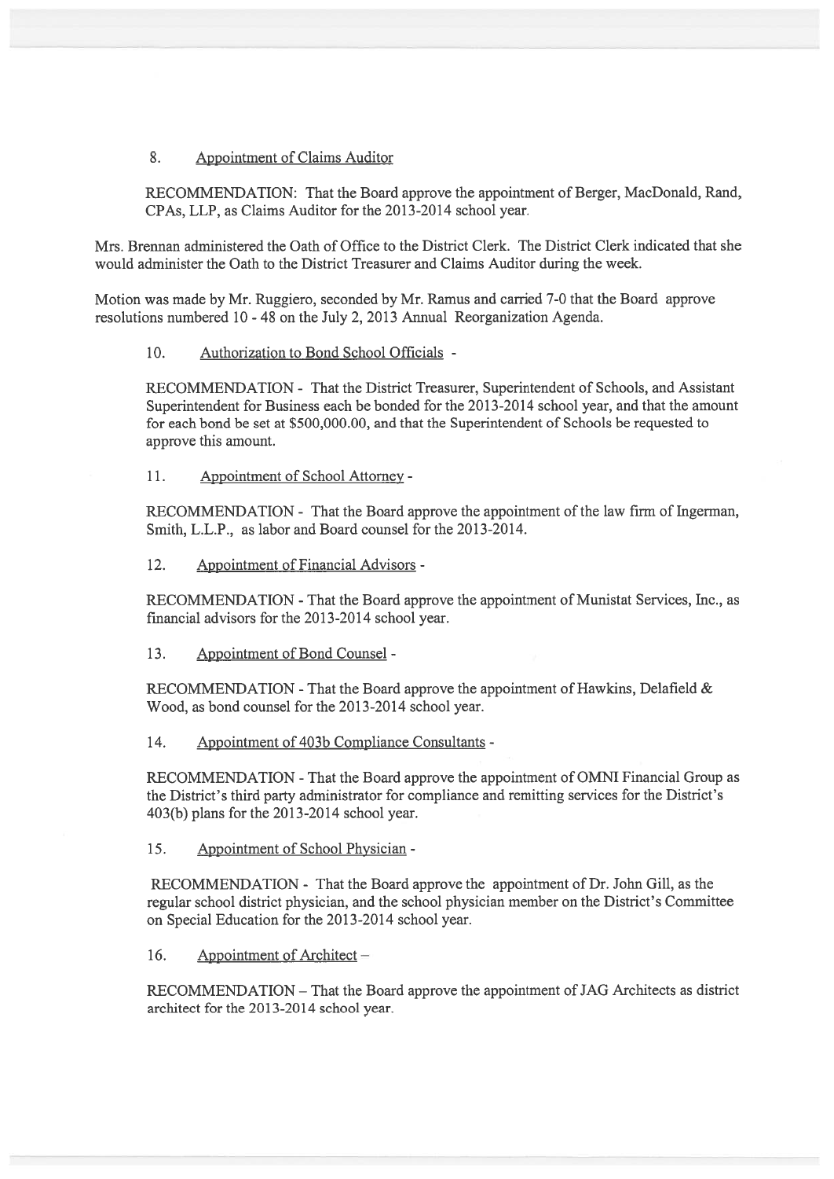8. Appointment of Claims Auditor

RECOMMENDATION: That the Board approve the appointment of Berger, MacDonald, Rand, CPAs, LLP, as Claims Auditor for the 2013-2014 school year.

Mrs. Brennan administered the Oath of Office to the District Clerk. The District Clerk indicated that she would administer the Oath to the District Treasurer and Claims Auditor during the week.

Motion was made by Mr. Ruggiero, seconded by Mr. Ramus and carried 7-0 that the Board approve resolutions numbered 10 - 48 on the July 2, 2013 Annual Reorganization Agenda.

10. Authorization to Bond School Officials -

RECOMMENDATION - That the District Treasurer, Superintendent of Schools, and Assistant Superintendent for Business each be bonded for the 2013-2014 school year, and that the amount for each bond be set at $500,000.00, and that the Superintendent of Schools be requested to approve this amount.

11. Appointment of School Attorney -

RECOMMENDATION - That the Board approve the appointment of the law firm of Ingerman, Smith, L.L.P., as labor and Board counsel for the 2013-2014.

12. Appointment of Financial Advisors -

RECOMMENDATION - That the Board approve the appointment of Munistat Services, Inc., as financial advisors for the 2013-2014 school year.

13. Appointment of Bond Counsel -

RECOMMENDATION - That the Board approve the appointment of Hawkins, Delafield & Wood, as bond counsel for the 2013-2014 school year.

14. Appointment of 403b Compliance Consultants -

RECOMMENDATION - That the Board approve the appointment of OMNI Financial Group as the District's third party administrator for compliance and remitting services for the District's 403(b) plans for the 2013-2014 school year.

15. Appointment of School Physician -

RECOMMENDATION - That the Board approve the appointment of Dr. John Gill, as the regular school district physician, and the school physician member on the District's Committee on Special Education for the 2013-2014 school year.

16. Appointment of Architect –

RECOMMENDATION – That the Board approve the appointment of JAG Architects as district architect for the 2013-2014 school year.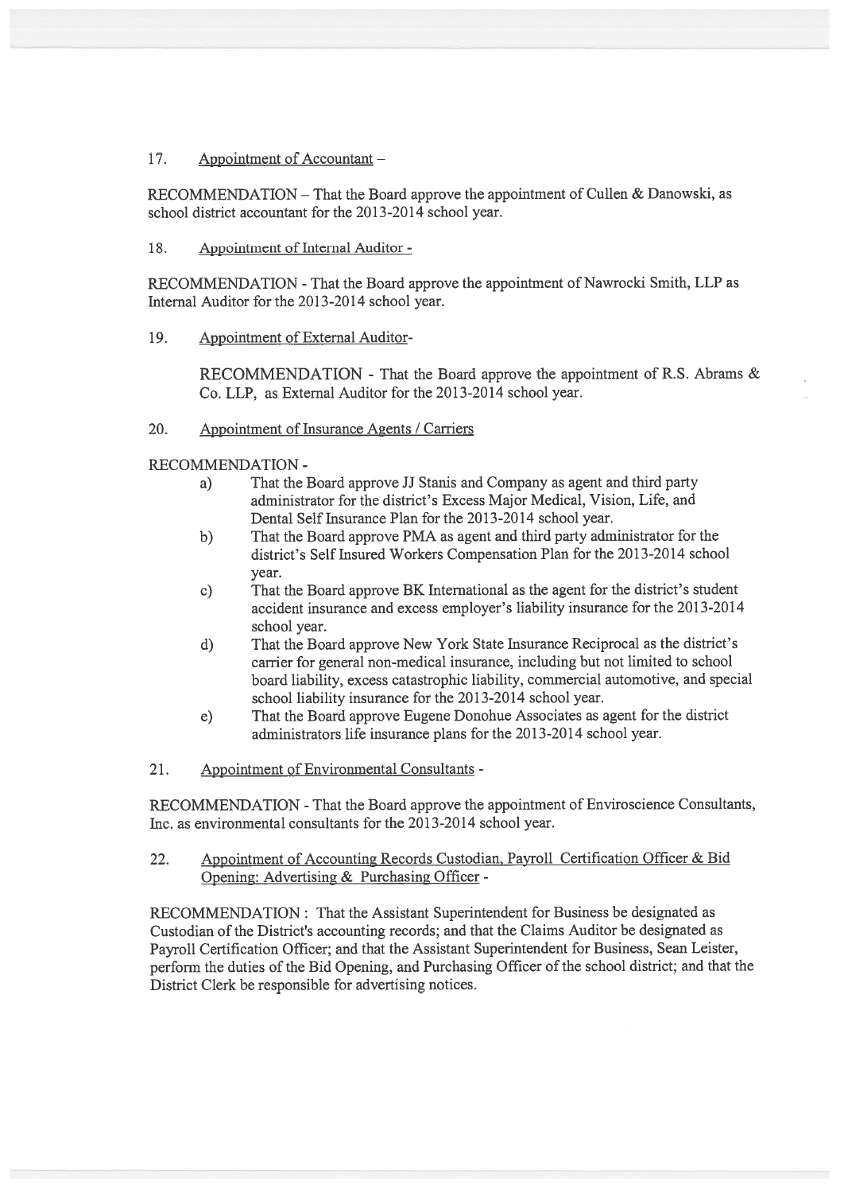17. Appointment of Accountant –

RECOMMENDATION – That the Board approve the appointment of Cullen & Danowski, as school district accountant for the 2013-2014 school year.

18. Appointment of Internal Auditor -

RECOMMENDATION - That the Board approve the appointment of Nawrocki Smith, LLP as Internal Auditor for the 2013-2014 school year.

19. Appointment of External Auditor-

RECOMMENDATION - That the Board approve the appointment of R.S. Abrams & Co. LLP, as External Auditor for the 2013-2014 school year.

20. Appointment of Insurance Agents / Carriers

RECOMMENDATION -

a) That the Board approve JJ Stanis and Company as agent and third party administrator for the district's Excess Major Medical, Vision, Life, and Dental Self Insurance Plan for the 2013-2014 school year.

b) That the Board approve PMA as agent and third party administrator for the district's Self Insured Workers Compensation Plan for the 2013-2014 school year.

c) That the Board approve BK International as the agent for the district's student accident insurance and excess employer's liability insurance for the 2013-2014 school year.

d) That the Board approve New York State Insurance Reciprocal as the district's carrier for general non-medical insurance, including but not limited to school board liability, excess catastrophic liability, commercial automotive, and special school liability insurance for the 2013-2014 school year.

e) That the Board approve Eugene Donohue Associates as agent for the district administrators life insurance plans for the 2013-2014 school year.

21. Appointment of Environmental Consultants -

RECOMMENDATION - That the Board approve the appointment of Enviroscience Consultants, Inc. as environmental consultants for the 2013-2014 school year.

22. Appointment of Accounting Records Custodian, Payroll Certification Officer & Bid Opening: Advertising & Purchasing Officer -

RECOMMENDATION : That the Assistant Superintendent for Business be designated as Custodian of the District's accounting records; and that the Claims Auditor be designated as Payroll Certification Officer; and that the Assistant Superintendent for Business, Sean Leister, perform the duties of the Bid Opening, and Purchasing Officer of the school district; and that the District Clerk be responsible for advertising notices.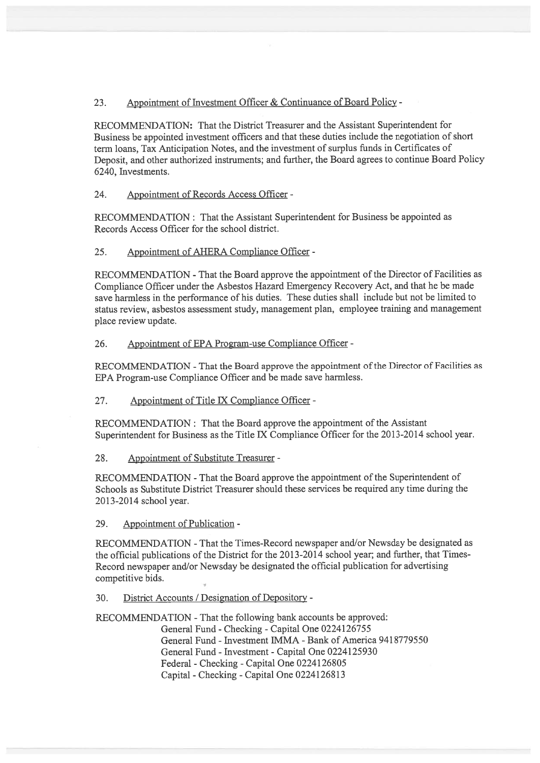23. Appointment of Investment Officer & Continuance of Board Policy -

RECOMMENDATION: That the District Treasurer and the Assistant Superintendent for Business be appointed investment officers and that these duties include the negotiation of short term loans, Tax Anticipation Notes, and the investment of surplus funds in Certificates of Deposit, and other authorized instruments; and further, the Board agrees to continue Board Policy 6240, Investments.

24. Appointment of Records Access Officer -

RECOMMENDATION : That the Assistant Superintendent for Business be appointed as Records Access Officer for the school district.

25. Appointment of AHERA Compliance Officer -

RECOMMENDATION - That the Board approve the appointment of the Director of Facilities as Compliance Officer under the Asbestos Hazard Emergency Recovery Act, and that he be made save harmless in the performance of his duties. These duties shall include but not be limited to status review, asbestos assessment study, management plan, employee training and management place review update.

26. Appointment of EPA Program-use Compliance Officer -

RECOMMENDATION - That the Board approve the appointment of the Director of Facilities as EPA Program-use Compliance Officer and be made save harmless.

27. Appointment of Title IX Compliance Officer -

RECOMMENDATION : That the Board approve the appointment of the Assistant Superintendent for Business as the Title IX Compliance Officer for the 2013-2014 school year.

28. Appointment of Substitute Treasurer -

RECOMMENDATION - That the Board approve the appointment of the Superintendent of Schools as Substitute District Treasurer should these services be required any time during the 2013-2014 school year.

29. Appointment of Publication -

RECOMMENDATION - That the Times-Record newspaper and/or Newsday be designated as the official publications of the District for the 2013-2014 school year; and further, that Times-Record newspaper and/or Newsday be designated the official publication for advertising competitive bids.

30. District Accounts / Designation of Depository -

RECOMMENDATION - That the following bank accounts be approved:

General Fund - Checking - Capital One 0224126755
General Fund - Investment IMMA - Bank of America 9418779550
General Fund - Investment - Capital One 0224125930
Federal - Checking - Capital One 0224126805
Capital - Checking - Capital One 0224126813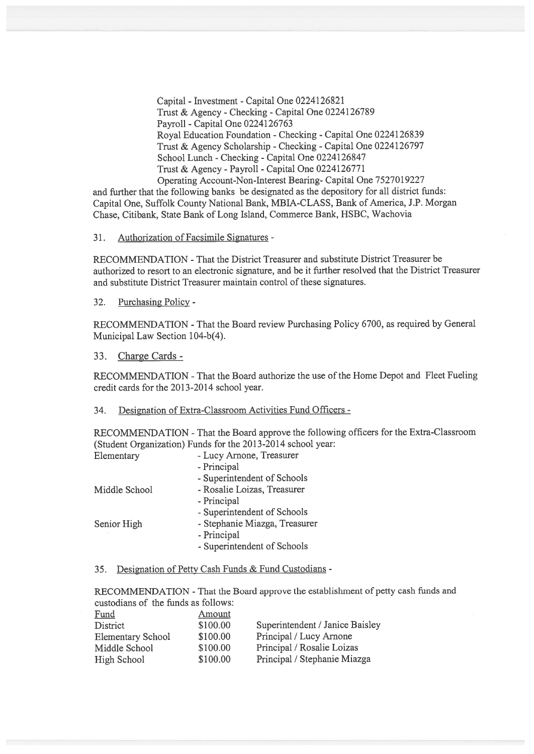Capital - Investment - Capital One 0224126821
Trust & Agency - Checking - Capital One 0224126789
Payroll - Capital One 0224126763
Royal Education Foundation - Checking - Capital One 0224126839
Trust & Agency Scholarship - Checking - Capital One 0224126797
School Lunch - Checking - Capital One 0224126847
Trust & Agency - Payroll - Capital One 0224126771
Operating Account-Non-Interest Bearing- Capital One 7527019227

and further that the following banks be designated as the depository for all district funds: Capital One, Suffolk County National Bank, MBIA-CLASS, Bank of America, J.P. Morgan Chase, Citibank, State Bank of Long Island, Commerce Bank, HSBC, Wachovia

31. Authorization of Facsimile Signatures -

RECOMMENDATION - That the District Treasurer and substitute District Treasurer be authorized to resort to an electronic signature, and be it further resolved that the District Treasurer and substitute District Treasurer maintain control of these signatures.

32. Purchasing Policy -

RECOMMENDATION - That the Board review Purchasing Policy 6700, as required by General Municipal Law Section 104-b(4).

33. Charge Cards -

RECOMMENDATION - That the Board authorize the use of the Home Depot and Fleet Fueling credit cards for the 2013-2014 school year.

34. Designation of Extra-Classroom Activities Fund Officers -

RECOMMENDATION - That the Board approve the following officers for the Extra-Classroom (Student Organization) Funds for the 2013-2014 school year:

| | |
|---|---|
| Elementary | - Lucy Arnone, Treasurer |
| | - Principal |
| | - Superintendent of Schools |
| Middle School | - Rosalie Loizas, Treasurer |
| | - Principal |
| | - Superintendent of Schools |
| Senior High | - Stephanie Miazga, Treasurer |
| | - Principal |
| | - Superintendent of Schools |

35. Designation of Petty Cash Funds & Fund Custodians -

RECOMMENDATION - That the Board approve the establishment of petty cash funds and custodians of the funds as follows:

| Fund | Amount | |
|---|---|---|
| District | $100.00 | Superintendent / Janice Baisley |
| Elementary School | $100.00 | Principal / Lucy Arnone |
| Middle School | $100.00 | Principal / Rosalie Loizas |
| High School | $100.00 | Principal / Stephanie Miazga |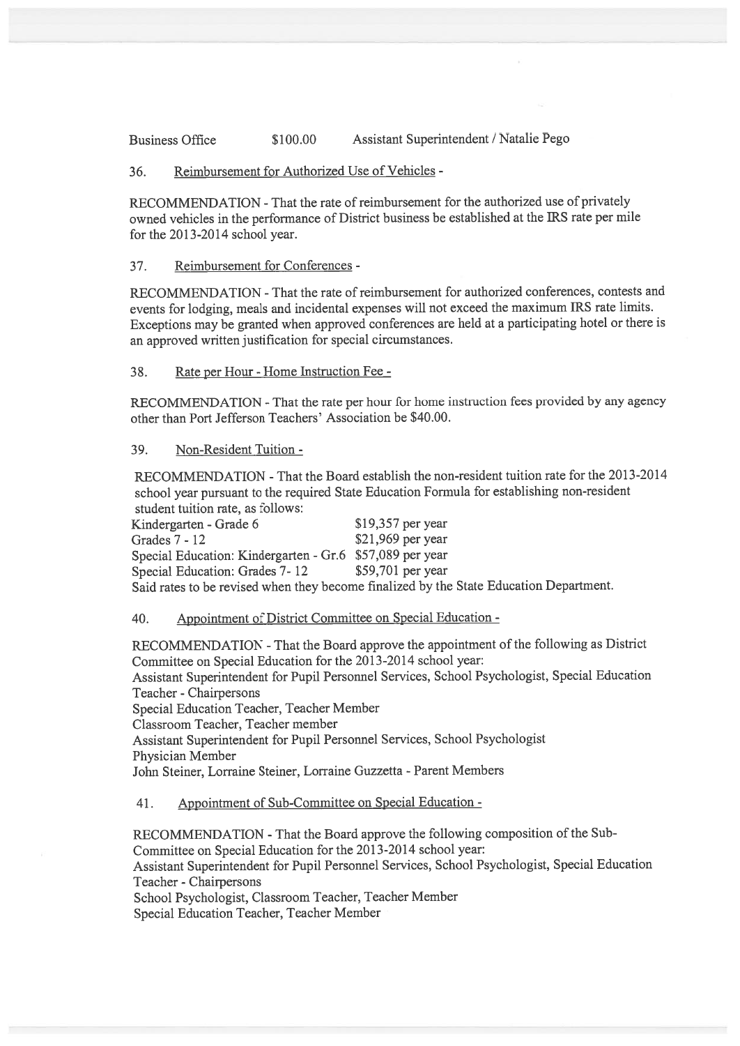Business Office $100.00 Assistant Superintendent / Natalie Pego

36. Reimbursement for Authorized Use of Vehicles -

RECOMMENDATION - That the rate of reimbursement for the authorized use of privately owned vehicles in the performance of District business be established at the IRS rate per mile for the 2013-2014 school year.

37. Reimbursement for Conferences -

RECOMMENDATION - That the rate of reimbursement for authorized conferences, contests and events for lodging, meals and incidental expenses will not exceed the maximum IRS rate limits. Exceptions may be granted when approved conferences are held at a participating hotel or there is an approved written justification for special circumstances.

38. Rate per Hour - Home Instruction Fee -

RECOMMENDATION - That the rate per hour for home instruction fees provided by any agency other than Port Jefferson Teachers' Association be $40.00.

39. Non-Resident Tuition -

RECOMMENDATION - That the Board establish the non-resident tuition rate for the 2013-2014 school year pursuant to the required State Education Formula for establishing non-resident student tuition rate, as follows:

| | |
|---|---|
| Kindergarten - Grade 6 | $19,357 per year |
| Grades 7 - 12 | $21,969 per year |
| Special Education: Kindergarten - Gr.6 | $57,089 per year |
| Special Education: Grades 7- 12 | $59,701 per year |

Said rates to be revised when they become finalized by the State Education Department.

40. Appointment of District Committee on Special Education -

RECOMMENDATION - That the Board approve the appointment of the following as District Committee on Special Education for the 2013-2014 school year:
Assistant Superintendent for Pupil Personnel Services, School Psychologist, Special Education Teacher - Chairpersons
Special Education Teacher, Teacher Member
Classroom Teacher, Teacher member
Assistant Superintendent for Pupil Personnel Services, School Psychologist
Physician Member
John Steiner, Lorraine Steiner, Lorraine Guzzetta - Parent Members

41. Appointment of Sub-Committee on Special Education -

RECOMMENDATION - That the Board approve the following composition of the Sub-Committee on Special Education for the 2013-2014 school year:
Assistant Superintendent for Pupil Personnel Services, School Psychologist, Special Education Teacher - Chairpersons
School Psychologist, Classroom Teacher, Teacher Member
Special Education Teacher, Teacher Member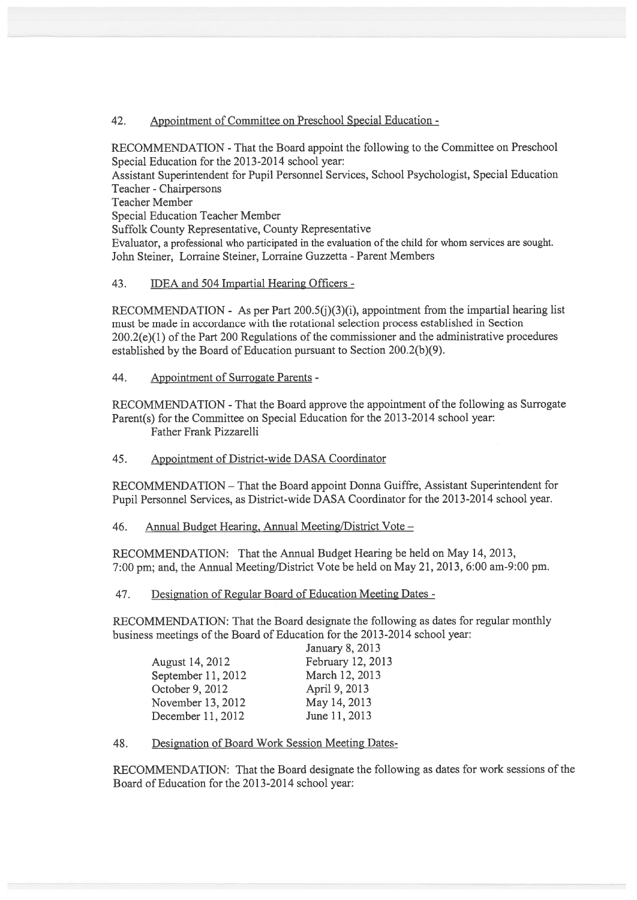42. Appointment of Committee on Preschool Special Education -

RECOMMENDATION - That the Board appoint the following to the Committee on Preschool Special Education for the 2013-2014 school year:
Assistant Superintendent for Pupil Personnel Services, School Psychologist, Special Education Teacher - Chairpersons
Teacher Member
Special Education Teacher Member
Suffolk County Representative, County Representative
Evaluator, a professional who participated in the evaluation of the child for whom services are sought.
John Steiner, Lorraine Steiner, Lorraine Guzzetta - Parent Members

43. IDEA and 504 Impartial Hearing Officers -

RECOMMENDATION - As per Part 200.5(j)(3)(i), appointment from the impartial hearing list must be made in accordance with the rotational selection process established in Section 200.2(e)(1) of the Part 200 Regulations of the commissioner and the administrative procedures established by the Board of Education pursuant to Section 200.2(b)(9).

44. Appointment of Surrogate Parents -

RECOMMENDATION - That the Board approve the appointment of the following as Surrogate Parent(s) for the Committee on Special Education for the 2013-2014 school year:
Father Frank Pizzarelli

45. Appointment of District-wide DASA Coordinator

RECOMMENDATION – That the Board appoint Donna Guiffre, Assistant Superintendent for Pupil Personnel Services, as District-wide DASA Coordinator for the 2013-2014 school year.

46. Annual Budget Hearing, Annual Meeting/District Vote –

RECOMMENDATION: That the Annual Budget Hearing be held on May 14, 2013, 7:00 pm; and, the Annual Meeting/District Vote be held on May 21, 2013, 6:00 am-9:00 pm.

47. Designation of Regular Board of Education Meeting Dates -

RECOMMENDATION: That the Board designate the following as dates for regular monthly business meetings of the Board of Education for the 2013-2014 school year:

| | |
|---|---|
| | January 8, 2013 |
| August 14, 2012 | February 12, 2013 |
| September 11, 2012 | March 12, 2013 |
| October 9, 2012 | April 9, 2013 |
| November 13, 2012 | May 14, 2013 |
| December 11, 2012 | June 11, 2013 |

48. Designation of Board Work Session Meeting Dates-

RECOMMENDATION: That the Board designate the following as dates for work sessions of the Board of Education for the 2013-2014 school year: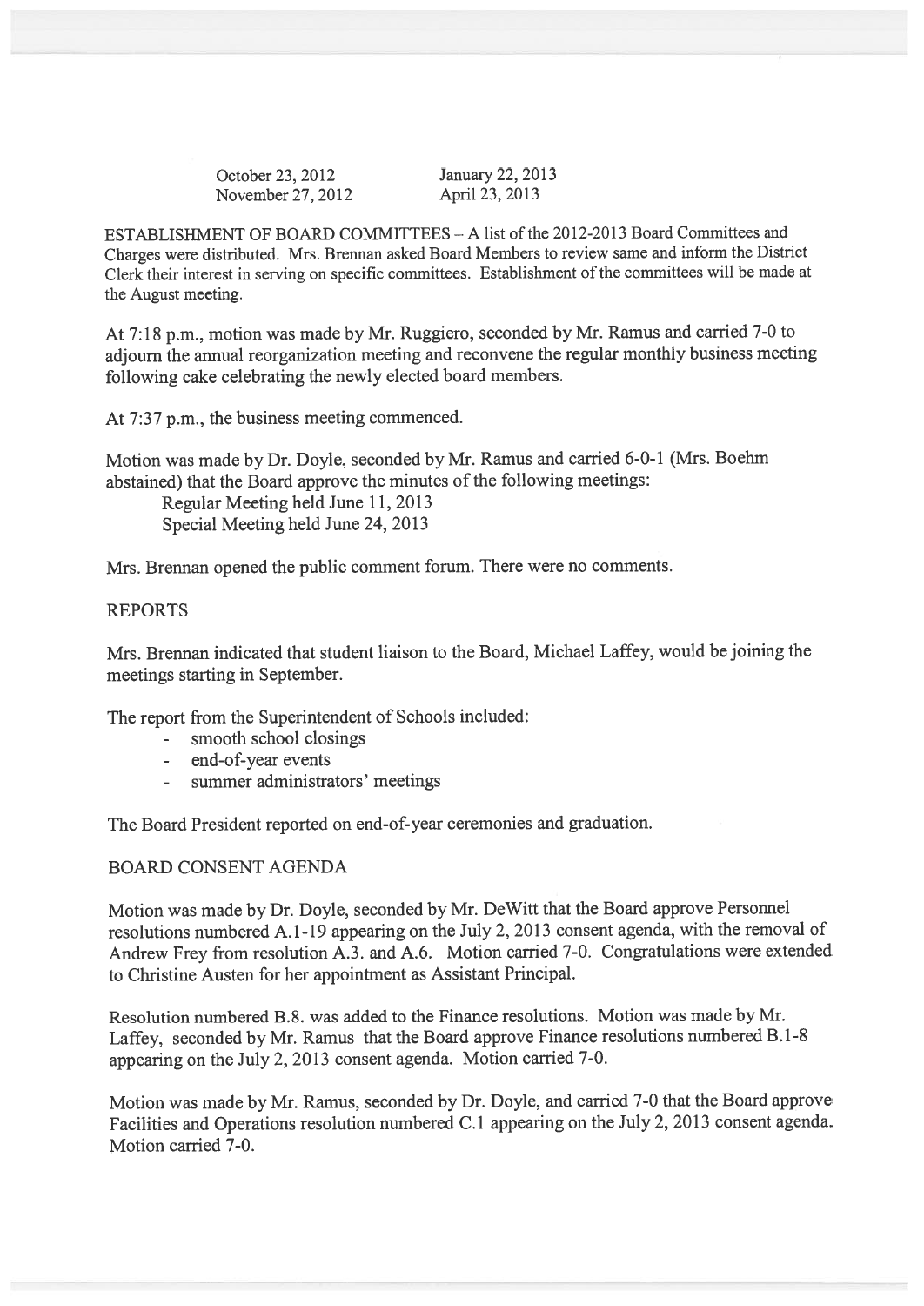| October 23, 2012 | January 22, 2013 |
|---|---|
| November 27, 2012 | April 23, 2013 |

ESTABLISHMENT OF BOARD COMMITTEES – A list of the 2012-2013 Board Committees and Charges were distributed. Mrs. Brennan asked Board Members to review same and inform the District Clerk their interest in serving on specific committees. Establishment of the committees will be made at the August meeting.

At 7:18 p.m., motion was made by Mr. Ruggiero, seconded by Mr. Ramus and carried 7-0 to adjourn the annual reorganization meeting and reconvene the regular monthly business meeting following cake celebrating the newly elected board members.

At 7:37 p.m., the business meeting commenced.

Motion was made by Dr. Doyle, seconded by Mr. Ramus and carried 6-0-1 (Mrs. Boehm abstained) that the Board approve the minutes of the following meetings:

Regular Meeting held June 11, 2013
Special Meeting held June 24, 2013

Mrs. Brennan opened the public comment forum. There were no comments.

REPORTS

Mrs. Brennan indicated that student liaison to the Board, Michael Laffey, would be joining the meetings starting in September.

The report from the Superintendent of Schools included:

- smooth school closings
- end-of-year events
- summer administrators' meetings

The Board President reported on end-of-year ceremonies and graduation.

BOARD CONSENT AGENDA

Motion was made by Dr. Doyle, seconded by Mr. DeWitt that the Board approve Personnel resolutions numbered A.1-19 appearing on the July 2, 2013 consent agenda, with the removal of Andrew Frey from resolution A.3. and A.6. Motion carried 7-0. Congratulations were extended to Christine Austen for her appointment as Assistant Principal.

Resolution numbered B.8. was added to the Finance resolutions. Motion was made by Mr. Laffey, seconded by Mr. Ramus that the Board approve Finance resolutions numbered B.1-8 appearing on the July 2, 2013 consent agenda. Motion carried 7-0.

Motion was made by Mr. Ramus, seconded by Dr. Doyle, and carried 7-0 that the Board approve Facilities and Operations resolution numbered C.1 appearing on the July 2, 2013 consent agenda. Motion carried 7-0.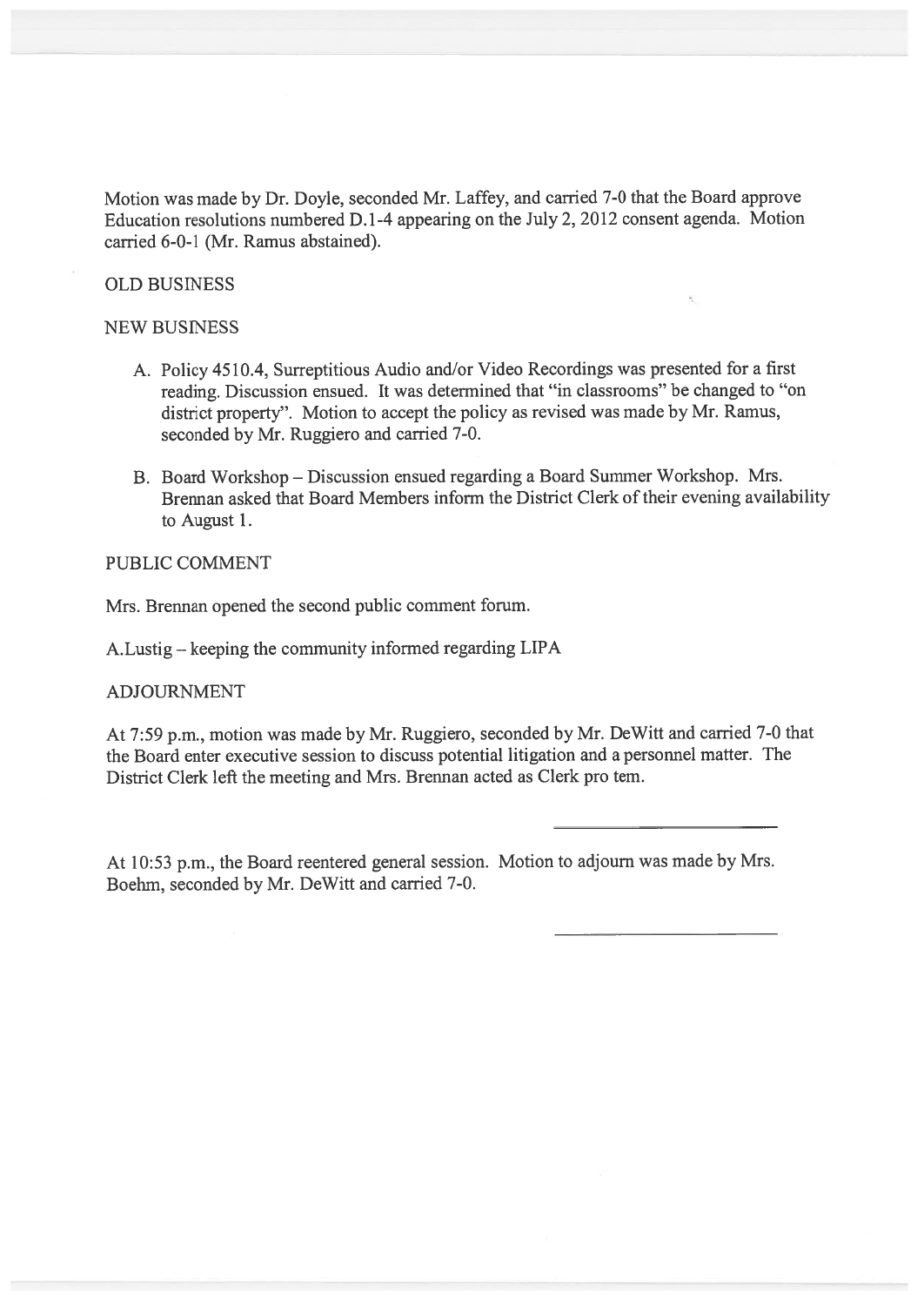Motion was made by Dr. Doyle, seconded Mr. Laffey, and carried 7-0 that the Board approve Education resolutions numbered D.1-4 appearing on the July 2, 2012 consent agenda. Motion carried 6-0-1 (Mr. Ramus abstained).

OLD BUSINESS

NEW BUSINESS

A. Policy 4510.4, Surreptitious Audio and/or Video Recordings was presented for a first reading. Discussion ensued. It was determined that "in classrooms" be changed to "on district property". Motion to accept the policy as revised was made by Mr. Ramus, seconded by Mr. Ruggiero and carried 7-0.

B. Board Workshop – Discussion ensued regarding a Board Summer Workshop. Mrs. Brennan asked that Board Members inform the District Clerk of their evening availability to August 1.

PUBLIC COMMENT

Mrs. Brennan opened the second public comment forum.

A.Lustig – keeping the community informed regarding LIPA

ADJOURNMENT

At 7:59 p.m., motion was made by Mr. Ruggiero, seconded by Mr. DeWitt and carried 7-0 that the Board enter executive session to discuss potential litigation and a personnel matter. The District Clerk left the meeting and Mrs. Brennan acted as Clerk pro tem.

At 10:53 p.m., the Board reentered general session. Motion to adjourn was made by Mrs. Boehm, seconded by Mr. DeWitt and carried 7-0.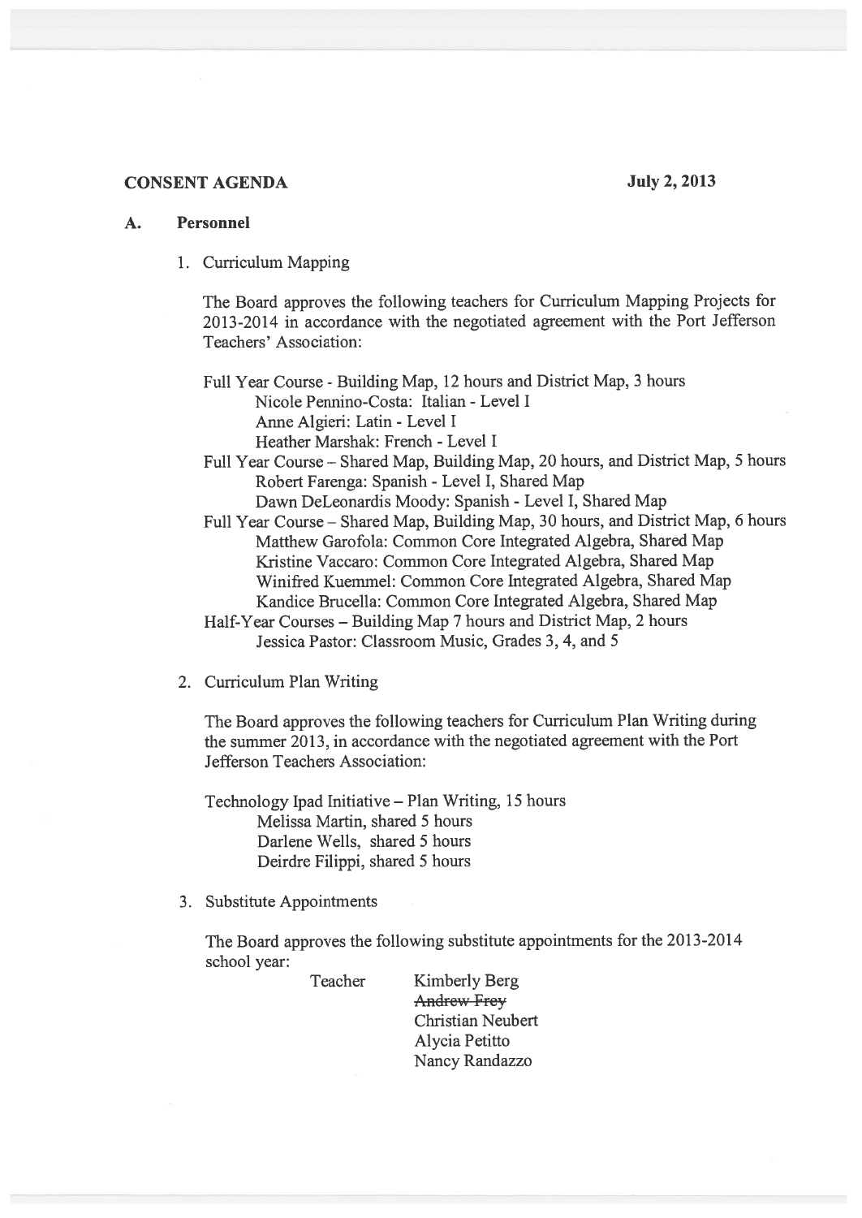**CONSENT AGENDA** **July 2, 2013**

**A. Personnel**

1. Curriculum Mapping

   The Board approves the following teachers for Curriculum Mapping Projects for 2013-2014 in accordance with the negotiated agreement with the Port Jefferson Teachers' Association:

   Full Year Course - Building Map, 12 hours and District Map, 3 hours
   - Nicole Pennino-Costa: Italian - Level I
   - Anne Algieri: Latin - Level I
   - Heather Marshak: French - Level I

   Full Year Course – Shared Map, Building Map, 20 hours, and District Map, 5 hours
   - Robert Farenga: Spanish - Level I, Shared Map
   - Dawn DeLeonardis Moody: Spanish - Level I, Shared Map

   Full Year Course – Shared Map, Building Map, 30 hours, and District Map, 6 hours
   - Matthew Garofola: Common Core Integrated Algebra, Shared Map
   - Kristine Vaccaro: Common Core Integrated Algebra, Shared Map
   - Winifred Kuemmel: Common Core Integrated Algebra, Shared Map
   - Kandice Brucella: Common Core Integrated Algebra, Shared Map

   Half-Year Courses – Building Map 7 hours and District Map, 2 hours
   - Jessica Pastor: Classroom Music, Grades 3, 4, and 5

2. Curriculum Plan Writing

   The Board approves the following teachers for Curriculum Plan Writing during the summer 2013, in accordance with the negotiated agreement with the Port Jefferson Teachers Association:

   Technology Ipad Initiative – Plan Writing, 15 hours
   - Melissa Martin, shared 5 hours
   - Darlene Wells, shared 5 hours
   - Deirdre Filippi, shared 5 hours

3. Substitute Appointments

   The Board approves the following substitute appointments for the 2013-2014 school year:

   Teacher
   - Kimberly Berg
   - ~~Andrew Frey~~
   - Christian Neubert
   - Alycia Petitto
   - Nancy Randazzo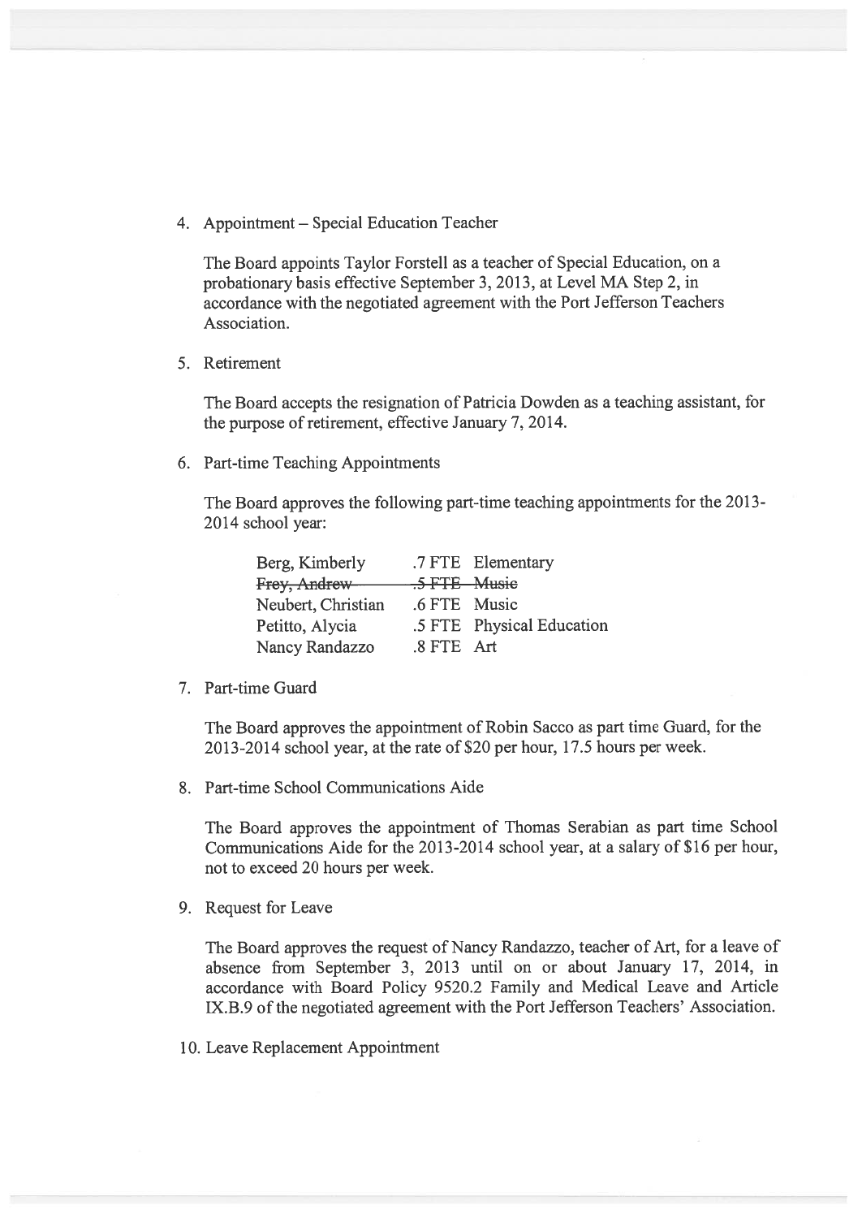4. Appointment – Special Education Teacher

   The Board appoints Taylor Forstell as a teacher of Special Education, on a probationary basis effective September 3, 2013, at Level MA Step 2, in accordance with the negotiated agreement with the Port Jefferson Teachers Association.

5. Retirement

   The Board accepts the resignation of Patricia Dowden as a teaching assistant, for the purpose of retirement, effective January 7, 2014.

6. Part-time Teaching Appointments

   The Board approves the following part-time teaching appointments for the 2013-2014 school year:

   | | | |
   |---|---|---|
   | Berg, Kimberly | .7 FTE | Elementary |
   | ~~Frey, Andrew~~ | ~~.5 FTE~~ | ~~Music~~ |
   | Neubert, Christian | .6 FTE | Music |
   | Petitto, Alycia | .5 FTE | Physical Education |
   | Nancy Randazzo | .8 FTE | Art |

7. Part-time Guard

   The Board approves the appointment of Robin Sacco as part time Guard, for the 2013-2014 school year, at the rate of $20 per hour, 17.5 hours per week.

8. Part-time School Communications Aide

   The Board approves the appointment of Thomas Serabian as part time School Communications Aide for the 2013-2014 school year, at a salary of $16 per hour, not to exceed 20 hours per week.

9. Request for Leave

   The Board approves the request of Nancy Randazzo, teacher of Art, for a leave of absence from September 3, 2013 until on or about January 17, 2014, in accordance with Board Policy 9520.2 Family and Medical Leave and Article IX.B.9 of the negotiated agreement with the Port Jefferson Teachers' Association.

10. Leave Replacement Appointment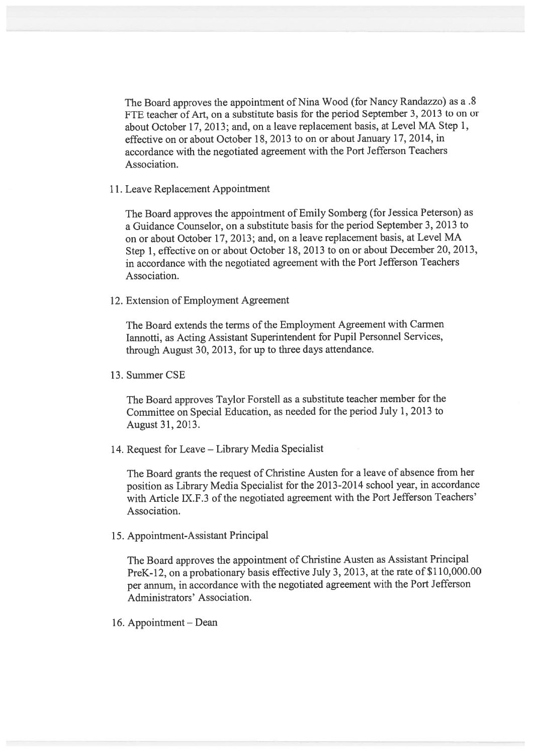The Board approves the appointment of Nina Wood (for Nancy Randazzo) as a .8 FTE teacher of Art, on a substitute basis for the period September 3, 2013 to on or about October 17, 2013; and, on a leave replacement basis, at Level MA Step 1, effective on or about October 18, 2013 to on or about January 17, 2014, in accordance with the negotiated agreement with the Port Jefferson Teachers Association.

11. Leave Replacement Appointment

    The Board approves the appointment of Emily Somberg (for Jessica Peterson) as a Guidance Counselor, on a substitute basis for the period September 3, 2013 to on or about October 17, 2013; and, on a leave replacement basis, at Level MA Step 1, effective on or about October 18, 2013 to on or about December 20, 2013, in accordance with the negotiated agreement with the Port Jefferson Teachers Association.

12. Extension of Employment Agreement

    The Board extends the terms of the Employment Agreement with Carmen Iannotti, as Acting Assistant Superintendent for Pupil Personnel Services, through August 30, 2013, for up to three days attendance.

13. Summer CSE

    The Board approves Taylor Forstell as a substitute teacher member for the Committee on Special Education, as needed for the period July 1, 2013 to August 31, 2013.

14. Request for Leave – Library Media Specialist

    The Board grants the request of Christine Austen for a leave of absence from her position as Library Media Specialist for the 2013-2014 school year, in accordance with Article IX.F.3 of the negotiated agreement with the Port Jefferson Teachers' Association.

15. Appointment-Assistant Principal

    The Board approves the appointment of Christine Austen as Assistant Principal PreK-12, on a probationary basis effective July 3, 2013, at the rate of $110,000.00 per annum, in accordance with the negotiated agreement with the Port Jefferson Administrators' Association.

16. Appointment – Dean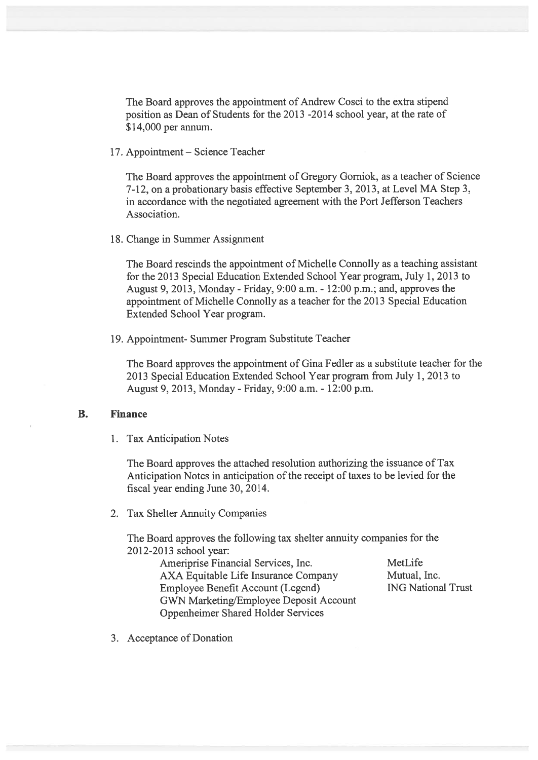The Board approves the appointment of Andrew Cosci to the extra stipend position as Dean of Students for the 2013 -2014 school year, at the rate of $14,000 per annum.

17. Appointment – Science Teacher

    The Board approves the appointment of Gregory Gorniok, as a teacher of Science 7-12, on a probationary basis effective September 3, 2013, at Level MA Step 3, in accordance with the negotiated agreement with the Port Jefferson Teachers Association.

18. Change in Summer Assignment

    The Board rescinds the appointment of Michelle Connolly as a teaching assistant for the 2013 Special Education Extended School Year program, July 1, 2013 to August 9, 2013, Monday - Friday, 9:00 a.m. - 12:00 p.m.; and, approves the appointment of Michelle Connolly as a teacher for the 2013 Special Education Extended School Year program.

19. Appointment- Summer Program Substitute Teacher

    The Board approves the appointment of Gina Fedler as a substitute teacher for the 2013 Special Education Extended School Year program from July 1, 2013 to August 9, 2013, Monday - Friday, 9:00 a.m. - 12:00 p.m.

## B. Finance

1. Tax Anticipation Notes

   The Board approves the attached resolution authorizing the issuance of Tax Anticipation Notes in anticipation of the receipt of taxes to be levied for the fiscal year ending June 30, 2014.

2. Tax Shelter Annuity Companies

   The Board approves the following tax shelter annuity companies for the 2012-2013 school year:

   - Ameriprise Financial Services, Inc.
   - AXA Equitable Life Insurance Company
   - Employee Benefit Account (Legend)
   - GWN Marketing/Employee Deposit Account
   - Oppenheimer Shared Holder Services
   - MetLife
   - Mutual, Inc.
   - ING National Trust

3. Acceptance of Donation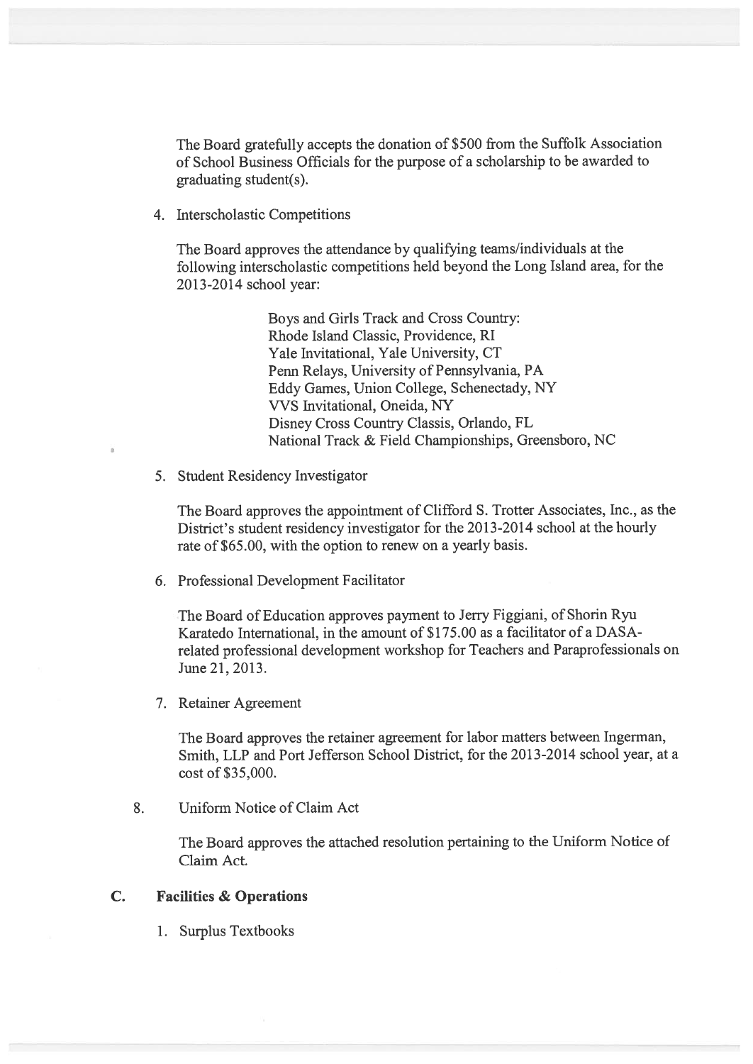The Board gratefully accepts the donation of $500 from the Suffolk Association of School Business Officials for the purpose of a scholarship to be awarded to graduating student(s).

4. Interscholastic Competitions

   The Board approves the attendance by qualifying teams/individuals at the following interscholastic competitions held beyond the Long Island area, for the 2013-2014 school year:

   Boys and Girls Track and Cross Country:
   Rhode Island Classic, Providence, RI
   Yale Invitational, Yale University, CT
   Penn Relays, University of Pennsylvania, PA
   Eddy Games, Union College, Schenectady, NY
   VVS Invitational, Oneida, NY
   Disney Cross Country Classis, Orlando, FL
   National Track & Field Championships, Greensboro, NC

5. Student Residency Investigator

   The Board approves the appointment of Clifford S. Trotter Associates, Inc., as the District's student residency investigator for the 2013-2014 school at the hourly rate of $65.00, with the option to renew on a yearly basis.

6. Professional Development Facilitator

   The Board of Education approves payment to Jerry Figgiani, of Shorin Ryu Karatedo International, in the amount of $175.00 as a facilitator of a DASA-related professional development workshop for Teachers and Paraprofessionals on June 21, 2013.

7. Retainer Agreement

   The Board approves the retainer agreement for labor matters between Ingerman, Smith, LLP and Port Jefferson School District, for the 2013-2014 school year, at a cost of $35,000.

8. Uniform Notice of Claim Act

   The Board approves the attached resolution pertaining to the Uniform Notice of Claim Act.

## C. Facilities & Operations

1. Surplus Textbooks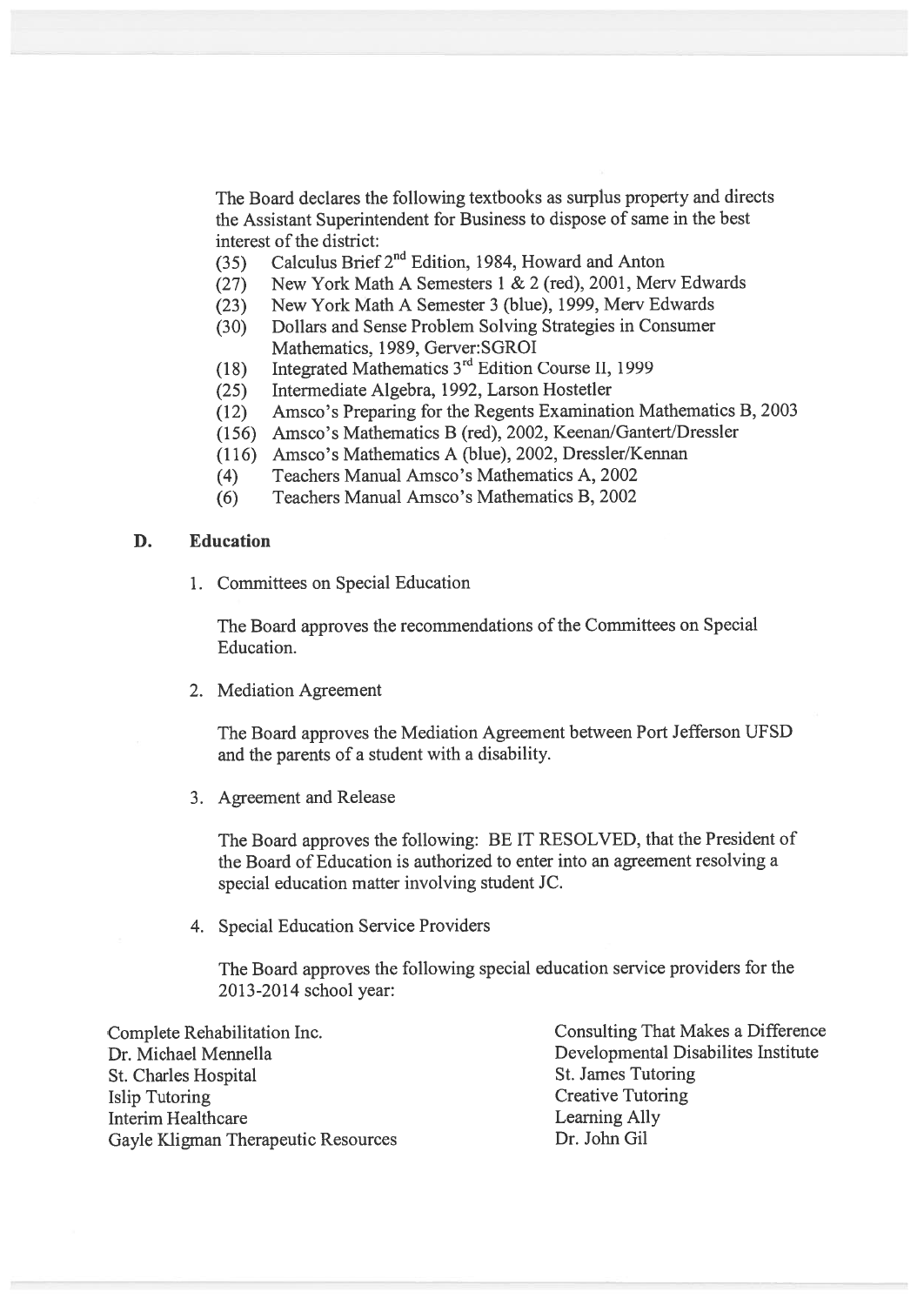The Board declares the following textbooks as surplus property and directs the Assistant Superintendent for Business to dispose of same in the best interest of the district:

- (35) Calculus Brief 2nd Edition, 1984, Howard and Anton
- (27) New York Math A Semesters 1 & 2 (red), 2001, Merv Edwards
- (23) New York Math A Semester 3 (blue), 1999, Merv Edwards
- (30) Dollars and Sense Problem Solving Strategies in Consumer Mathematics, 1989, Gerver:SGROI
- (18) Integrated Mathematics 3rd Edition Course II, 1999
- (25) Intermediate Algebra, 1992, Larson Hostetler
- (12) Amsco's Preparing for the Regents Examination Mathematics B, 2003
- (156) Amsco's Mathematics B (red), 2002, Keenan/Gantert/Dressler
- (116) Amsco's Mathematics A (blue), 2002, Dressler/Kennan
- (4) Teachers Manual Amsco's Mathematics A, 2002
- (6) Teachers Manual Amsco's Mathematics B, 2002

## D. Education

1. Committees on Special Education

   The Board approves the recommendations of the Committees on Special Education.

2. Mediation Agreement

   The Board approves the Mediation Agreement between Port Jefferson UFSD and the parents of a student with a disability.

3. Agreement and Release

   The Board approves the following: BE IT RESOLVED, that the President of the Board of Education is authorized to enter into an agreement resolving a special education matter involving student JC.

4. Special Education Service Providers

   The Board approves the following special education service providers for the 2013-2014 school year:

Complete Rehabilitation Inc.
Dr. Michael Mennella
St. Charles Hospital
Islip Tutoring
Interim Healthcare
Gayle Kligman Therapeutic Resources
Consulting That Makes a Difference
Developmental Disabilites Institute
St. James Tutoring
Creative Tutoring
Learning Ally
Dr. John Gil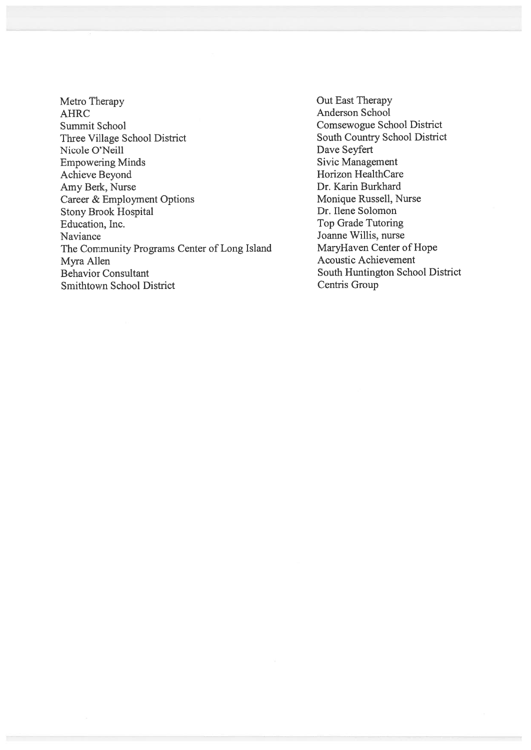Metro Therapy
AHRC
Summit School
Three Village School District
Nicole O'Neill
Empowering Minds
Achieve Beyond
Amy Berk, Nurse
Career & Employment Options
Stony Brook Hospital
Education, Inc.
Naviance
The Community Programs Center of Long Island
Myra Allen
Behavior Consultant
Smithtown School District

Out East Therapy
Anderson School
Comsewogue School District
South Country School District
Dave Seyfert
Sivic Management
Horizon HealthCare
Dr. Karin Burkhard
Monique Russell, Nurse
Dr. Ilene Solomon
Top Grade Tutoring
Joanne Willis, nurse
MaryHaven Center of Hope
Acoustic Achievement
South Huntington School District
Centris Group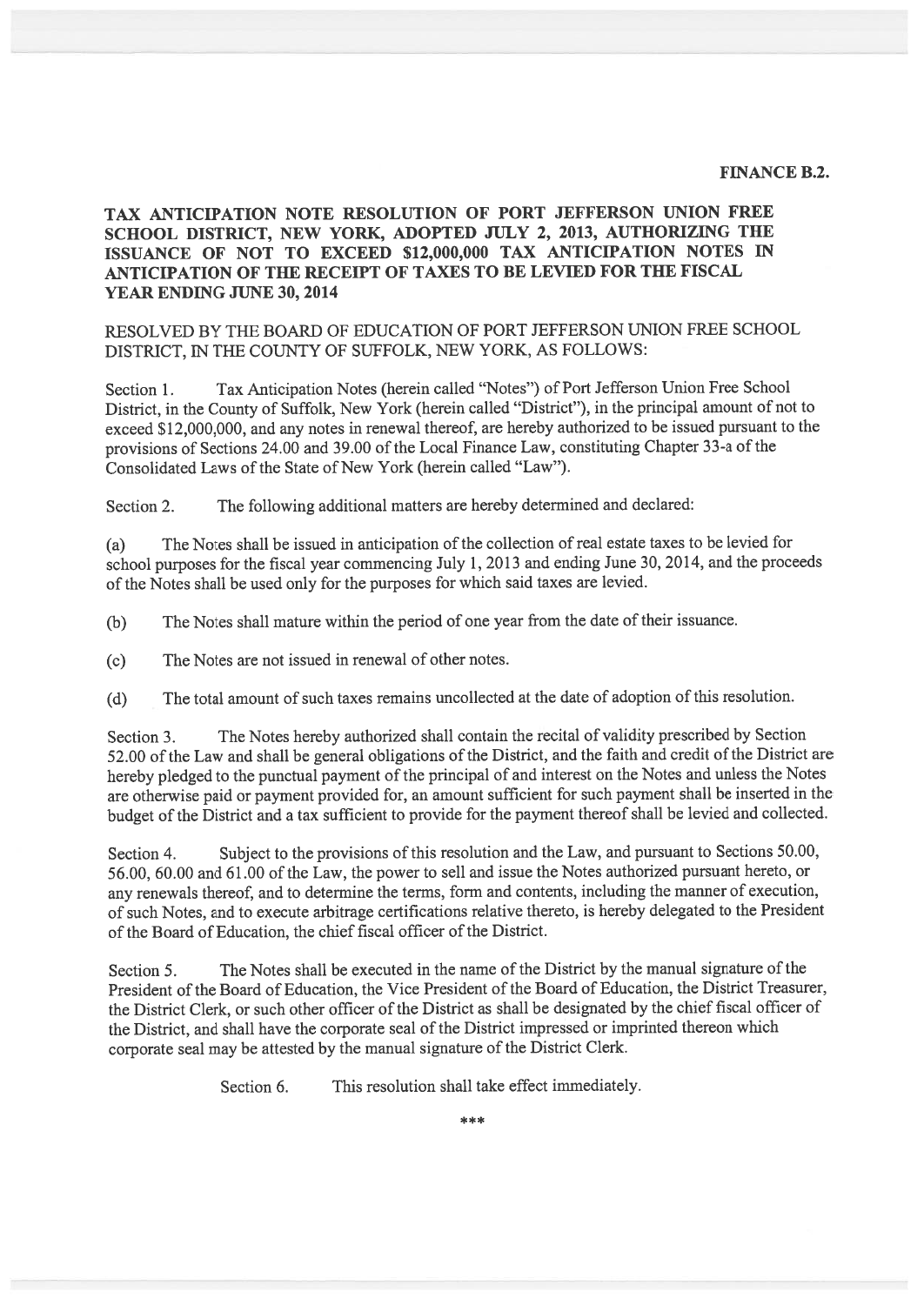**FINANCE B.2.**

## TAX ANTICIPATION NOTE RESOLUTION OF PORT JEFFERSON UNION FREE SCHOOL DISTRICT, NEW YORK, ADOPTED JULY 2, 2013, AUTHORIZING THE ISSUANCE OF NOT TO EXCEED $12,000,000 TAX ANTICIPATION NOTES IN ANTICIPATION OF THE RECEIPT OF TAXES TO BE LEVIED FOR THE FISCAL YEAR ENDING JUNE 30, 2014

RESOLVED BY THE BOARD OF EDUCATION OF PORT JEFFERSON UNION FREE SCHOOL DISTRICT, IN THE COUNTY OF SUFFOLK, NEW YORK, AS FOLLOWS:

Section 1. Tax Anticipation Notes (herein called "Notes") of Port Jefferson Union Free School District, in the County of Suffolk, New York (herein called "District"), in the principal amount of not to exceed $12,000,000, and any notes in renewal thereof, are hereby authorized to be issued pursuant to the provisions of Sections 24.00 and 39.00 of the Local Finance Law, constituting Chapter 33-a of the Consolidated Laws of the State of New York (herein called "Law").

Section 2. The following additional matters are hereby determined and declared:

(a) The Notes shall be issued in anticipation of the collection of real estate taxes to be levied for school purposes for the fiscal year commencing July 1, 2013 and ending June 30, 2014, and the proceeds of the Notes shall be used only for the purposes for which said taxes are levied.

(b) The Notes shall mature within the period of one year from the date of their issuance.

(c) The Notes are not issued in renewal of other notes.

(d) The total amount of such taxes remains uncollected at the date of adoption of this resolution.

Section 3. The Notes hereby authorized shall contain the recital of validity prescribed by Section 52.00 of the Law and shall be general obligations of the District, and the faith and credit of the District are hereby pledged to the punctual payment of the principal of and interest on the Notes and unless the Notes are otherwise paid or payment provided for, an amount sufficient for such payment shall be inserted in the budget of the District and a tax sufficient to provide for the payment thereof shall be levied and collected.

Section 4. Subject to the provisions of this resolution and the Law, and pursuant to Sections 50.00, 56.00, 60.00 and 61.00 of the Law, the power to sell and issue the Notes authorized pursuant hereto, or any renewals thereof, and to determine the terms, form and contents, including the manner of execution, of such Notes, and to execute arbitrage certifications relative thereto, is hereby delegated to the President of the Board of Education, the chief fiscal officer of the District.

Section 5. The Notes shall be executed in the name of the District by the manual signature of the President of the Board of Education, the Vice President of the Board of Education, the District Treasurer, the District Clerk, or such other officer of the District as shall be designated by the chief fiscal officer of the District, and shall have the corporate seal of the District impressed or imprinted thereon which corporate seal may be attested by the manual signature of the District Clerk.

Section 6. This resolution shall take effect immediately.

***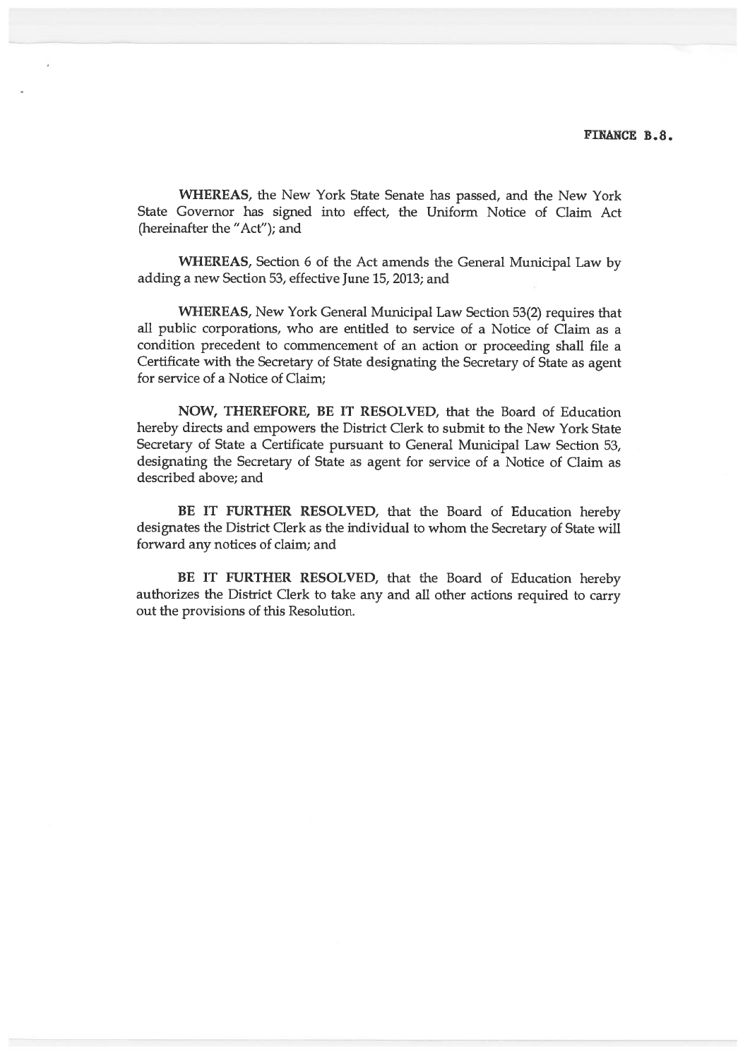**FINANCE B.8.**

**WHEREAS,** the New York State Senate has passed, and the New York State Governor has signed into effect, the Uniform Notice of Claim Act (hereinafter the "Act"); and

**WHEREAS,** Section 6 of the Act amends the General Municipal Law by adding a new Section 53, effective June 15, 2013; and

**WHEREAS,** New York General Municipal Law Section 53(2) requires that all public corporations, who are entitled to service of a Notice of Claim as a condition precedent to commencement of an action or proceeding shall file a Certificate with the Secretary of State designating the Secretary of State as agent for service of a Notice of Claim;

**NOW, THEREFORE, BE IT RESOLVED,** that the Board of Education hereby directs and empowers the District Clerk to submit to the New York State Secretary of State a Certificate pursuant to General Municipal Law Section 53, designating the Secretary of State as agent for service of a Notice of Claim as described above; and

**BE IT FURTHER RESOLVED,** that the Board of Education hereby designates the District Clerk as the individual to whom the Secretary of State will forward any notices of claim; and

**BE IT FURTHER RESOLVED,** that the Board of Education hereby authorizes the District Clerk to take any and all other actions required to carry out the provisions of this Resolution.